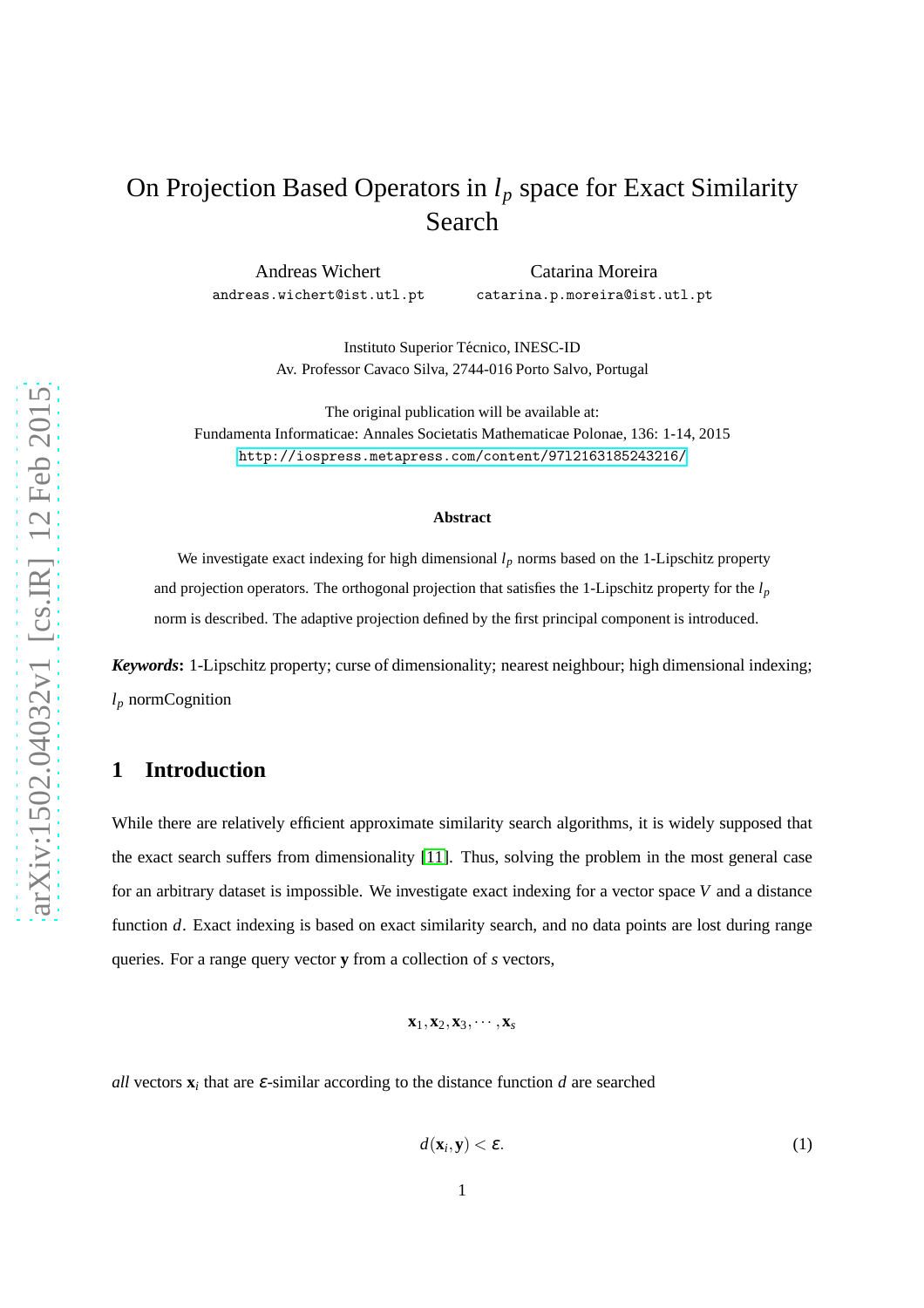# On Projection Based Operators in $l_p$ space for Exact Similarity Search

Andreas Wichert
andreas.wichert@ist.utl.pt

Catarina Moreira
catarina.p.moreira@ist.utl.pt

Instituto Superior Técnico, INESC-ID
Av. Professor Cavaco Silva, 2744-016 Porto Salvo, Portugal

The original publication will be available at:
Fundamenta Informaticae: Annales Societatis Mathematicae Polonae, 136: 1-14, 2015
http://iospress.metapress.com/content/9712163185243216/

**Abstract**

We investigate exact indexing for high dimensional $l_p$ norms based on the 1-Lipschitz property and projection operators. The orthogonal projection that satisfies the 1-Lipschitz property for the $l_p$ norm is described. The adaptive projection defined by the first principal component is introduced.

***Keywords*:** 1-Lipschitz property; curse of dimensionality; nearest neighbour; high dimensional indexing; $l_p$ normCognition

## 1 Introduction

While there are relatively efficient approximate similarity search algorithms, it is widely supposed that the exact search suffers from dimensionality [11]. Thus, solving the problem in the most general case for an arbitrary dataset is impossible. We investigate exact indexing for a vector space $V$ and a distance function $d$. Exact indexing is based on exact similarity search, and no data points are lost during range queries. For a range query vector $\mathbf{y}$ from a collection of $s$ vectors,

$$\mathbf{x}_1, \mathbf{x}_2, \mathbf{x}_3, \cdots, \mathbf{x}_s$$

*all* vectors $\mathbf{x}_i$ that are $\varepsilon$-similar according to the distance function $d$ are searched

$$d(\mathbf{x}_i, \mathbf{y}) < \varepsilon. \tag{1}$$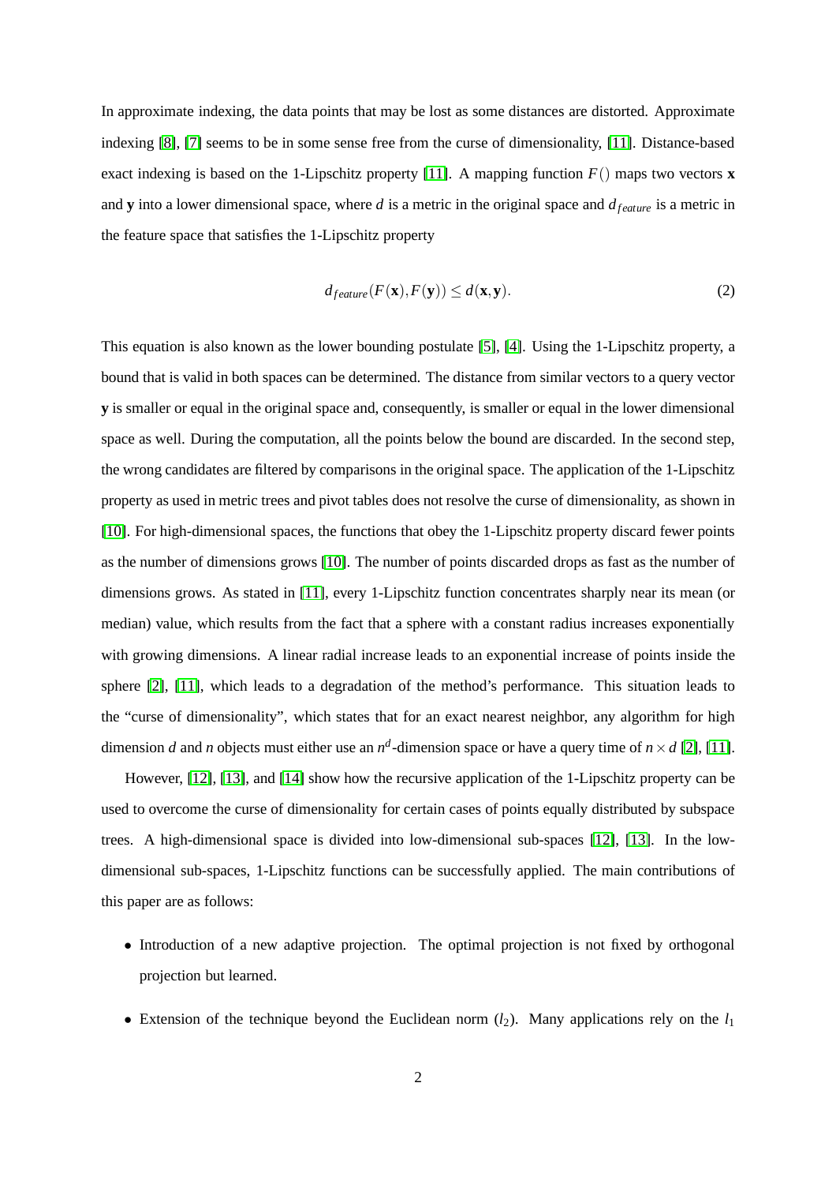In approximate indexing, the data points that may be lost as some distances are distorted. Approximate indexing [8], [7] seems to be in some sense free from the curse of dimensionality, [11]. Distance-based exact indexing is based on the 1-Lipschitz property [11]. A mapping function $F()$ maps two vectors $\mathbf{x}$ and $\mathbf{y}$ into a lower dimensional space, where $d$ is a metric in the original space and $d_{feature}$ is a metric in the feature space that satisfies the 1-Lipschitz property

$$d_{feature}(F(\mathbf{x}), F(\mathbf{y})) \leq d(\mathbf{x}, \mathbf{y}). \tag{2}$$

This equation is also known as the lower bounding postulate [5], [4]. Using the 1-Lipschitz property, a bound that is valid in both spaces can be determined. The distance from similar vectors to a query vector $\mathbf{y}$ is smaller or equal in the original space and, consequently, is smaller or equal in the lower dimensional space as well. During the computation, all the points below the bound are discarded. In the second step, the wrong candidates are filtered by comparisons in the original space. The application of the 1-Lipschitz property as used in metric trees and pivot tables does not resolve the curse of dimensionality, as shown in [10]. For high-dimensional spaces, the functions that obey the 1-Lipschitz property discard fewer points as the number of dimensions grows [10]. The number of points discarded drops as fast as the number of dimensions grows. As stated in [11], every 1-Lipschitz function concentrates sharply near its mean (or median) value, which results from the fact that a sphere with a constant radius increases exponentially with growing dimensions. A linear radial increase leads to an exponential increase of points inside the sphere [2], [11], which leads to a degradation of the method's performance. This situation leads to the "curse of dimensionality", which states that for an exact nearest neighbor, any algorithm for high dimension $d$ and $n$ objects must either use an $n^d$-dimension space or have a query time of $n \times d$ [2], [11].

However, [12], [13], and [14] show how the recursive application of the 1-Lipschitz property can be used to overcome the curse of dimensionality for certain cases of points equally distributed by subspace trees. A high-dimensional space is divided into low-dimensional sub-spaces [12], [13]. In the low-dimensional sub-spaces, 1-Lipschitz functions can be successfully applied. The main contributions of this paper are as follows:

- Introduction of a new adaptive projection. The optimal projection is not fixed by orthogonal projection but learned.
- Extension of the technique beyond the Euclidean norm ($l_2$). Many applications rely on the $l_1$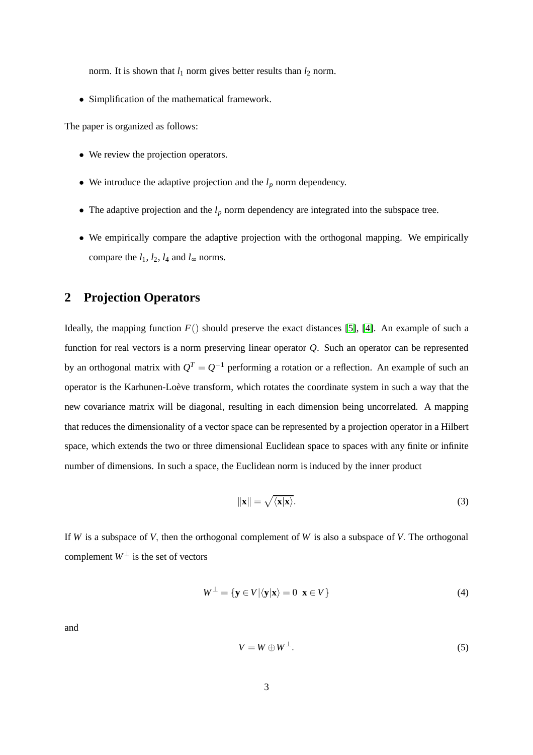norm. It is shown that $l_1$ norm gives better results than $l_2$ norm.

- Simplification of the mathematical framework.

The paper is organized as follows:

- We review the projection operators.
- We introduce the adaptive projection and the $l_p$ norm dependency.
- The adaptive projection and the $l_p$ norm dependency are integrated into the subspace tree.
- We empirically compare the adaptive projection with the orthogonal mapping. We empirically compare the $l_1$, $l_2$, $l_4$ and $l_\infty$ norms.

## 2 Projection Operators

Ideally, the mapping function $F()$ should preserve the exact distances [5], [4]. An example of such a function for real vectors is a norm preserving linear operator $Q$. Such an operator can be represented by an orthogonal matrix with $Q^T = Q^{-1}$ performing a rotation or a reflection. An example of such an operator is the Karhunen-Loève transform, which rotates the coordinate system in such a way that the new covariance matrix will be diagonal, resulting in each dimension being uncorrelated. A mapping that reduces the dimensionality of a vector space can be represented by a projection operator in a Hilbert space, which extends the two or three dimensional Euclidean space to spaces with any finite or infinite number of dimensions. In such a space, the Euclidean norm is induced by the inner product

$$\|\mathbf{x}\| = \sqrt{\langle \mathbf{x} | \mathbf{x} \rangle}. \tag{3}$$

If $W$ is a subspace of $V$, then the orthogonal complement of $W$ is also a subspace of $V$. The orthogonal complement $W^\perp$ is the set of vectors

$$W^\perp = \{\mathbf{y} \in V | \langle \mathbf{y} | \mathbf{x} \rangle = 0 \ \ \mathbf{x} \in V\} \tag{4}$$

and

$$V = W \oplus W^\perp. \tag{5}$$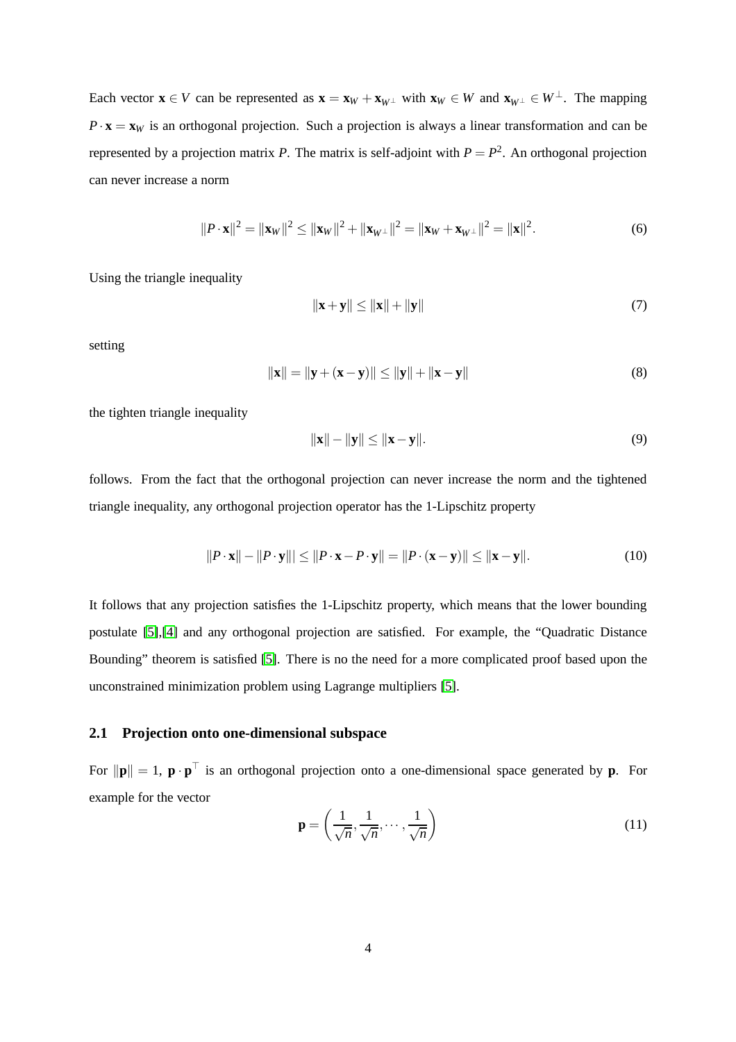Each vector $\mathbf{x} \in V$ can be represented as $\mathbf{x} = \mathbf{x}_W + \mathbf{x}_{W^\perp}$ with $\mathbf{x}_W \in W$ and $\mathbf{x}_{W^\perp} \in W^\perp$. The mapping $P \cdot \mathbf{x} = \mathbf{x}_W$ is an orthogonal projection. Such a projection is always a linear transformation and can be represented by a projection matrix $P$. The matrix is self-adjoint with $P = P^2$. An orthogonal projection can never increase a norm

$$\|P \cdot \mathbf{x}\|^2 = \|\mathbf{x}_W\|^2 \leq \|\mathbf{x}_W\|^2 + \|\mathbf{x}_{W^\perp}\|^2 = \|\mathbf{x}_W + \mathbf{x}_{W^\perp}\|^2 = \|\mathbf{x}\|^2. \tag{6}$$

Using the triangle inequality

$$\|\mathbf{x} + \mathbf{y}\| \leq \|\mathbf{x}\| + \|\mathbf{y}\| \tag{7}$$

setting

$$\|\mathbf{x}\| = \|\mathbf{y} + (\mathbf{x} - \mathbf{y})\| \leq \|\mathbf{y}\| + \|\mathbf{x} - \mathbf{y}\| \tag{8}$$

the tighten triangle inequality

$$\|\mathbf{x}\| - \|\mathbf{y}\| \leq \|\mathbf{x} - \mathbf{y}\|. \tag{9}$$

follows. From the fact that the orthogonal projection can never increase the norm and the tightened triangle inequality, any orthogonal projection operator has the 1-Lipschitz property

$$\|P \cdot \mathbf{x}\| - \|P \cdot \mathbf{y}\|| \leq \|P \cdot \mathbf{x} - P \cdot \mathbf{y}\| = \|P \cdot (\mathbf{x} - \mathbf{y})\| \leq \|\mathbf{x} - \mathbf{y}\|. \tag{10}$$

It follows that any projection satisfies the 1-Lipschitz property, which means that the lower bounding postulate [5],[4] and any orthogonal projection are satisfied. For example, the "Quadratic Distance Bounding" theorem is satisfied [5]. There is no the need for a more complicated proof based upon the unconstrained minimization problem using Lagrange multipliers [5].

### 2.1 Projection onto one-dimensional subspace

For $\|\mathbf{p}\| = 1$, $\mathbf{p} \cdot \mathbf{p}^\top$ is an orthogonal projection onto a one-dimensional space generated by $\mathbf{p}$. For example for the vector

$$\mathbf{p} = \left( \frac{1}{\sqrt{n}}, \frac{1}{\sqrt{n}}, \cdots, \frac{1}{\sqrt{n}} \right) \tag{11}$$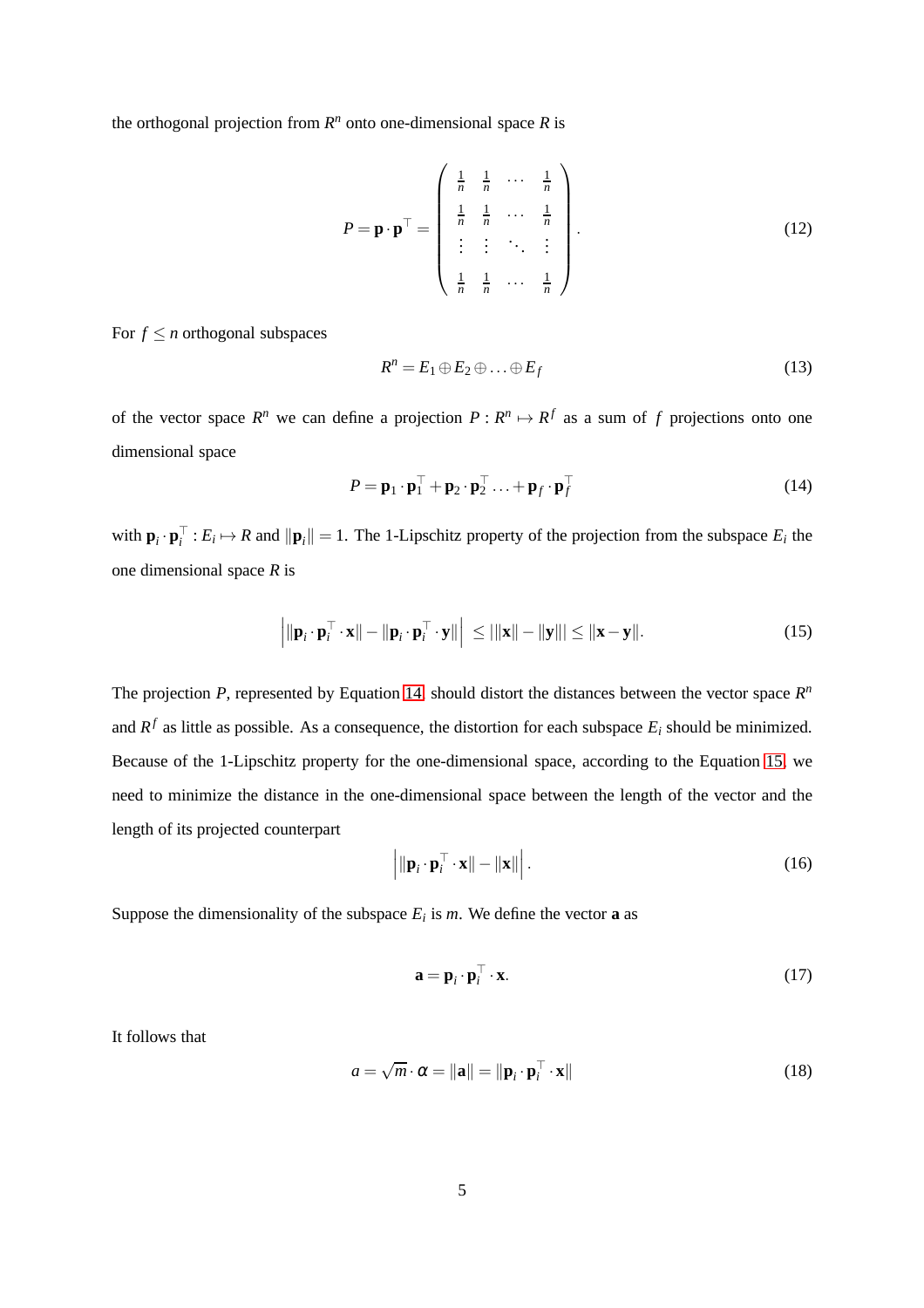the orthogonal projection from $R^n$ onto one-dimensional space $R$ is

$$P = \mathbf{p} \cdot \mathbf{p}^\top = \begin{pmatrix} \frac{1}{n} & \frac{1}{n} & \cdots & \frac{1}{n} \\ \frac{1}{n} & \frac{1}{n} & \cdots & \frac{1}{n} \\ \vdots & \vdots & \ddots & \vdots \\ \frac{1}{n} & \frac{1}{n} & \cdots & \frac{1}{n} \end{pmatrix}. \tag{12}$$

For $f \leq n$ orthogonal subspaces

$$R^n = E_1 \oplus E_2 \oplus \ldots \oplus E_f \tag{13}$$

of the vector space $R^n$ we can define a projection $P : R^n \mapsto R^f$ as a sum of $f$ projections onto one dimensional space

$$P = \mathbf{p}_1 \cdot \mathbf{p}_1^\top + \mathbf{p}_2 \cdot \mathbf{p}_2^\top \ldots + \mathbf{p}_f \cdot \mathbf{p}_f^\top \tag{14}$$

with $\mathbf{p}_i \cdot \mathbf{p}_i^\top : E_i \mapsto R$ and $\|\mathbf{p}_i\| = 1$. The 1-Lipschitz property of the projection from the subspace $E_i$ the one dimensional space $R$ is

$$\left| \|\mathbf{p}_i \cdot \mathbf{p}_i^\top \cdot \mathbf{x}\| - \|\mathbf{p}_i \cdot \mathbf{p}_i^\top \cdot \mathbf{y}\| \right| \leq |\|\mathbf{x}\| - \|\mathbf{y}\|| \leq \|\mathbf{x} - \mathbf{y}\|. \tag{15}$$

The projection $P$, represented by Equation 14, should distort the distances between the vector space $R^n$ and $R^f$ as little as possible. As a consequence, the distortion for each subspace $E_i$ should be minimized. Because of the 1-Lipschitz property for the one-dimensional space, according to the Equation 15, we need to minimize the distance in the one-dimensional space between the length of the vector and the length of its projected counterpart

$$\left| \|\mathbf{p}_i \cdot \mathbf{p}_i^\top \cdot \mathbf{x}\| - \|\mathbf{x}\| \right|. \tag{16}$$

Suppose the dimensionality of the subspace $E_i$ is $m$. We define the vector $\mathbf{a}$ as

$$\mathbf{a} = \mathbf{p}_i \cdot \mathbf{p}_i^\top \cdot \mathbf{x}. \tag{17}$$

It follows that

$$a = \sqrt{m} \cdot \alpha = \|\mathbf{a}\| = \|\mathbf{p}_i \cdot \mathbf{p}_i^\top \cdot \mathbf{x}\| \tag{18}$$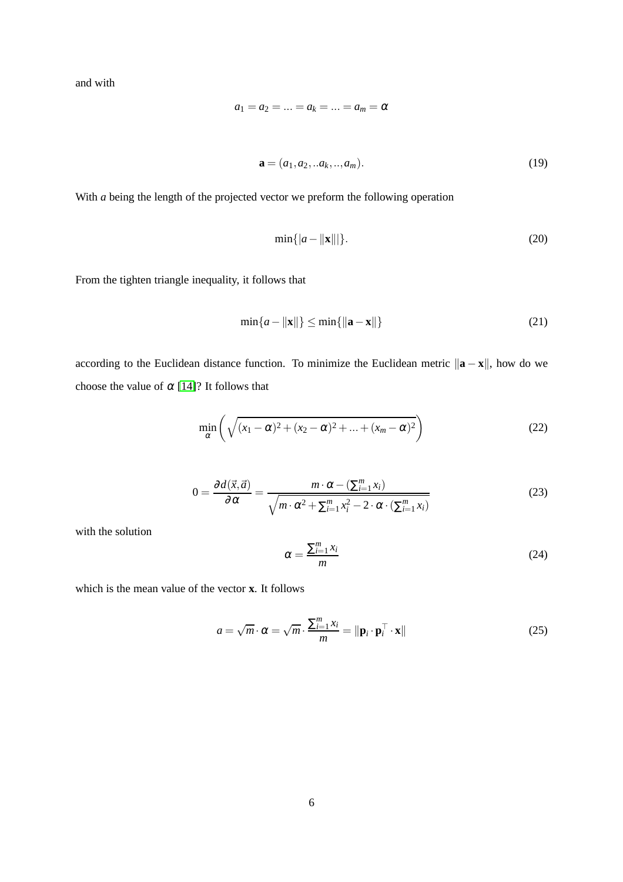and with

$$a_1 = a_2 = ... = a_k = ... = a_m = \alpha$$

$$\mathbf{a} = (a_1, a_2, ..a_k, .., a_m). \tag{19}$$

With $a$ being the length of the projected vector we preform the following operation

$$\min\{|a - \|\mathbf{x}\||\}. \tag{20}$$

From the tighten triangle inequality, it follows that

$$\min\{a - \|\mathbf{x}\|\} \leq \min\{\|\mathbf{a} - \mathbf{x}\|\} \tag{21}$$

according to the Euclidean distance function. To minimize the Euclidean metric $\|\mathbf{a} - \mathbf{x}\|$, how do we choose the value of $\alpha$ [14]? It follows that

$$\min_{\alpha} \left( \sqrt{(x_1 - \alpha)^2 + (x_2 - \alpha)^2 + ... + (x_m - \alpha)^2} \right) \tag{22}$$

$$0 = \frac{\partial d(\vec{x}, \vec{a})}{\partial \alpha} = \frac{m \cdot \alpha - (\sum_{i=1}^{m} x_i)}{\sqrt{m \cdot \alpha^2 + \sum_{i=1}^{m} x_i^2 - 2 \cdot \alpha \cdot (\sum_{i=1}^{m} x_i)}} \tag{23}$$

with the solution

$$\alpha = \frac{\sum_{i=1}^{m} x_i}{m} \tag{24}$$

which is the mean value of the vector $\mathbf{x}$. It follows

$$a = \sqrt{m} \cdot \alpha = \sqrt{m} \cdot \frac{\sum_{i=1}^{m} x_i}{m} = \|\mathbf{p}_i \cdot \mathbf{p}_i^\top \cdot \mathbf{x}\| \tag{25}$$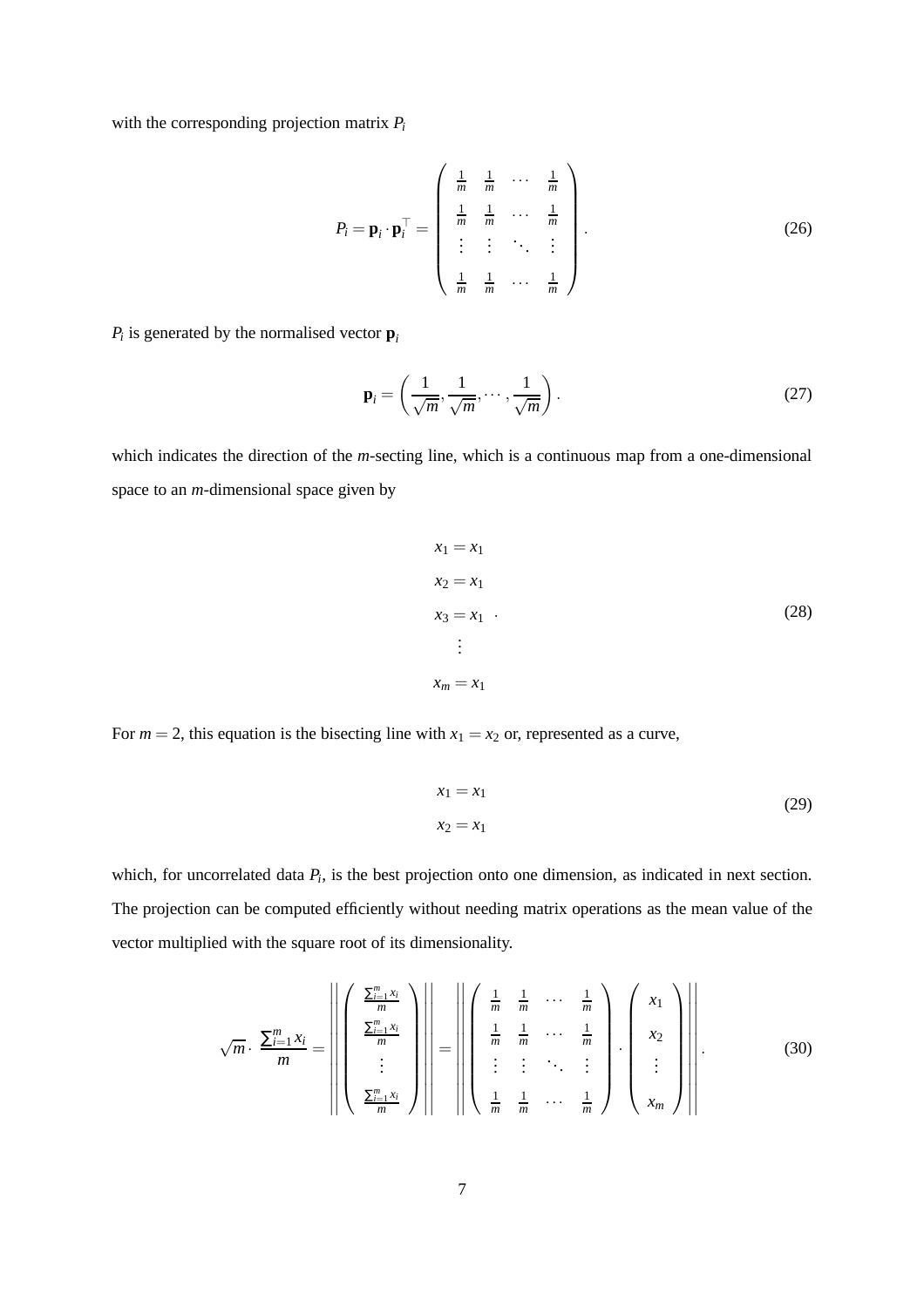with the corresponding projection matrix $P_i$

$$
P_i = \mathbf{p}_i \cdot \mathbf{p}_i^\top = \begin{pmatrix} \frac{1}{m} & \frac{1}{m} & \cdots & \frac{1}{m} \\ \frac{1}{m} & \frac{1}{m} & \cdots & \frac{1}{m} \\ \vdots & \vdots & \ddots & \vdots \\ \frac{1}{m} & \frac{1}{m} & \cdots & \frac{1}{m} \end{pmatrix}. \tag{26}
$$

$P_i$ is generated by the normalised vector $\mathbf{p}_i$

$$
\mathbf{p}_i = \left( \frac{1}{\sqrt{m}}, \frac{1}{\sqrt{m}}, \cdots, \frac{1}{\sqrt{m}} \right). \tag{27}
$$

which indicates the direction of the $m$-secting line, which is a continuous map from a one-dimensional space to an $m$-dimensional space given by

$$
\begin{aligned}
x_1 &= x_1 \\
x_2 &= x_1 \\
x_3 &= x_1 \quad . \\
&\vdots \\
x_m &= x_1
\end{aligned} \tag{28}
$$

For $m = 2$, this equation is the bisecting line with $x_1 = x_2$ or, represented as a curve,

$$
\begin{aligned}
x_1 &= x_1 \\
x_2 &= x_1
\end{aligned} \tag{29}
$$

which, for uncorrelated data $P_i$, is the best projection onto one dimension, as indicated in next section. The projection can be computed efficiently without needing matrix operations as the mean value of the vector multiplied with the square root of its dimensionality.

$$
\sqrt{m} \cdot \frac{\sum_{i=1}^{m} x_i}{m} = \left\| \begin{pmatrix} \frac{\sum_{i=1}^{m} x_i}{m} \\ \frac{\sum_{i=1}^{m} x_i}{m} \\ \vdots \\ \frac{\sum_{i=1}^{m} x_i}{m} \end{pmatrix} \right\| = \left\| \begin{pmatrix} \frac{1}{m} & \frac{1}{m} & \cdots & \frac{1}{m} \\ \frac{1}{m} & \frac{1}{m} & \cdots & \frac{1}{m} \\ \vdots & \vdots & \ddots & \vdots \\ \frac{1}{m} & \frac{1}{m} & \cdots & \frac{1}{m} \end{pmatrix} \cdot \begin{pmatrix} x_1 \\ x_2 \\ \vdots \\ x_m \end{pmatrix} \right\|. \tag{30}
$$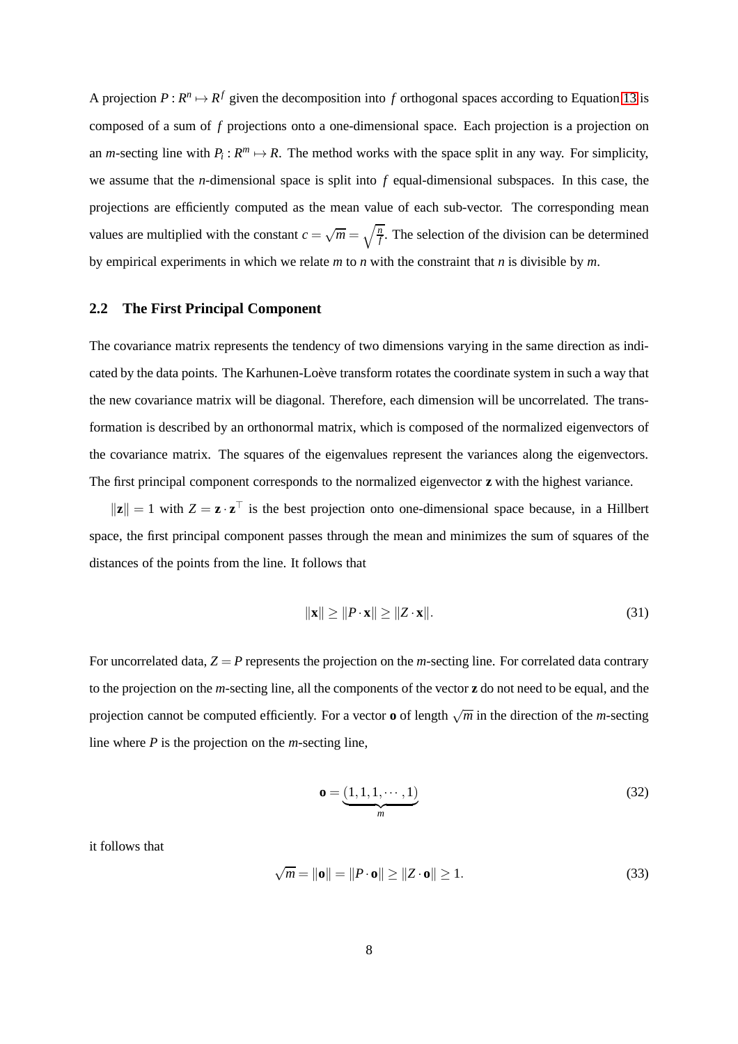A projection $P : R^n \mapsto R^f$ given the decomposition into $f$ orthogonal spaces according to Equation 13 is composed of a sum of $f$ projections onto a one-dimensional space. Each projection is a projection on an $m$-secting line with $P_i : R^m \mapsto R$. The method works with the space split in any way. For simplicity, we assume that the $n$-dimensional space is split into $f$ equal-dimensional subspaces. In this case, the projections are efficiently computed as the mean value of each sub-vector. The corresponding mean values are multiplied with the constant $c = \sqrt{m} = \sqrt{\frac{n}{f}}$. The selection of the division can be determined by empirical experiments in which we relate $m$ to $n$ with the constraint that $n$ is divisible by $m$.

## 2.2 The First Principal Component

The covariance matrix represents the tendency of two dimensions varying in the same direction as indicated by the data points. The Karhunen-Loève transform rotates the coordinate system in such a way that the new covariance matrix will be diagonal. Therefore, each dimension will be uncorrelated. The transformation is described by an orthonormal matrix, which is composed of the normalized eigenvectors of the covariance matrix. The squares of the eigenvalues represent the variances along the eigenvectors. The first principal component corresponds to the normalized eigenvector $\mathbf{z}$ with the highest variance.

$\|\mathbf{z}\| = 1$ with $Z = \mathbf{z} \cdot \mathbf{z}^\top$ is the best projection onto one-dimensional space because, in a Hillbert space, the first principal component passes through the mean and minimizes the sum of squares of the distances of the points from the line. It follows that

$$\|\mathbf{x}\| \geq \|P \cdot \mathbf{x}\| \geq \|Z \cdot \mathbf{x}\|. \tag{31}$$

For uncorrelated data, $Z = P$ represents the projection on the $m$-secting line. For correlated data contrary to the projection on the $m$-secting line, all the components of the vector $\mathbf{z}$ do not need to be equal, and the projection cannot be computed efficiently. For a vector $\mathbf{o}$ of length $\sqrt{m}$ in the direction of the $m$-secting line where $P$ is the projection on the $m$-secting line,

$$\mathbf{o} = \underbrace{(1, 1, 1, \cdots, 1)}_{m} \tag{32}$$

it follows that

$$\sqrt{m} = \|\mathbf{o}\| = \|P \cdot \mathbf{o}\| \geq \|Z \cdot \mathbf{o}\| \geq 1. \tag{33}$$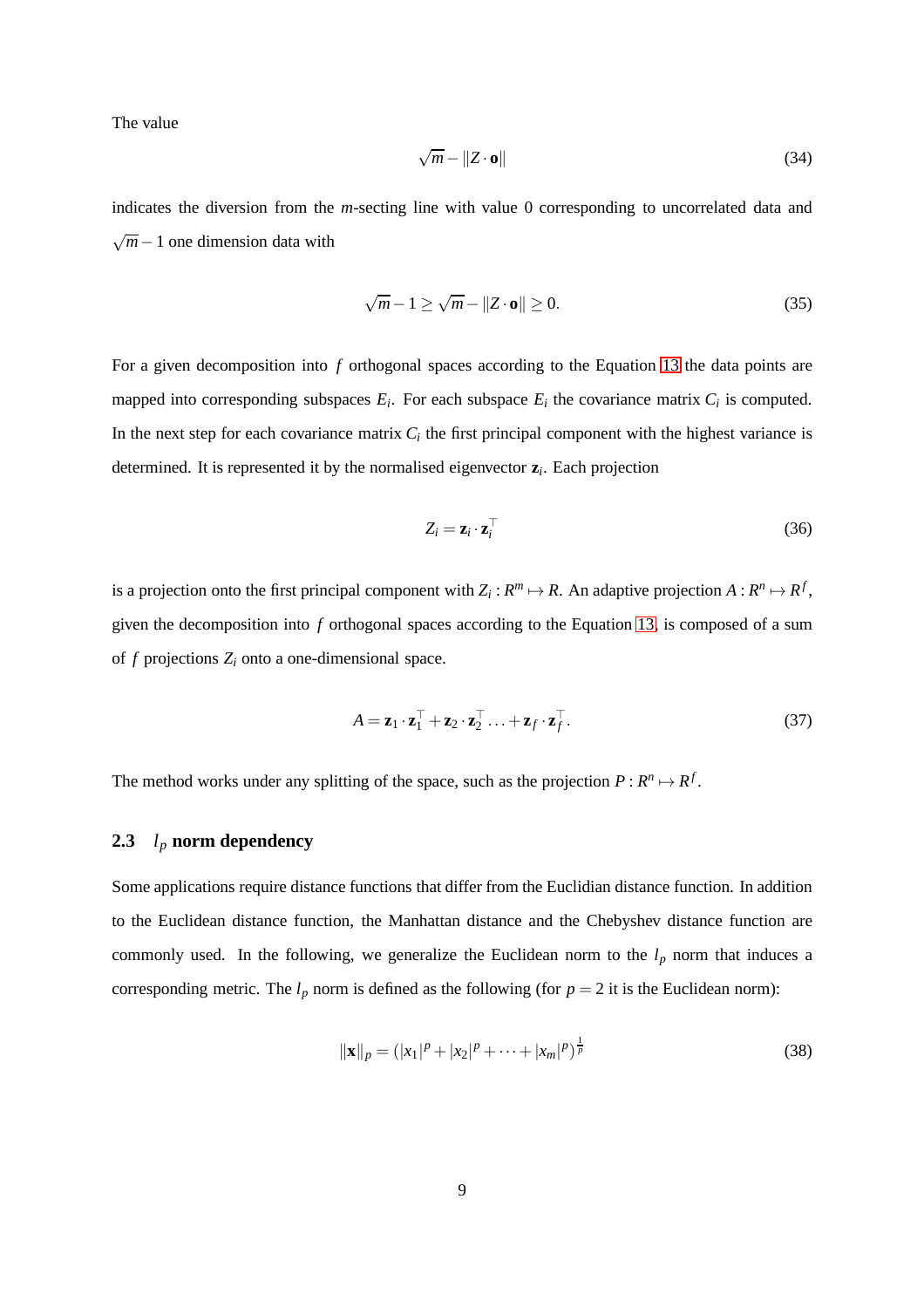The value

$$\sqrt{m} - \|Z \cdot \mathbf{o}\| \tag{34}$$

indicates the diversion from the $m$-secting line with value 0 corresponding to uncorrelated data and $\sqrt{m}-1$ one dimension data with

$$\sqrt{m} - 1 \geq \sqrt{m} - \|Z \cdot \mathbf{o}\| \geq 0. \tag{35}$$

For a given decomposition into $f$ orthogonal spaces according to the Equation 13 the data points are mapped into corresponding subspaces $E_i$. For each subspace $E_i$ the covariance matrix $C_i$ is computed. In the next step for each covariance matrix $C_i$ the first principal component with the highest variance is determined. It is represented it by the normalised eigenvector $\mathbf{z}_i$. Each projection

$$Z_i = \mathbf{z}_i \cdot \mathbf{z}_i^\top \tag{36}$$

is a projection onto the first principal component with $Z_i : R^m \mapsto R$. An adaptive projection $A : R^n \mapsto R^f$, given the decomposition into $f$ orthogonal spaces according to the Equation 13, is composed of a sum of $f$ projections $Z_i$ onto a one-dimensional space.

$$A = \mathbf{z}_1 \cdot \mathbf{z}_1^\top + \mathbf{z}_2 \cdot \mathbf{z}_2^\top \ldots + \mathbf{z}_f \cdot \mathbf{z}_f^\top. \tag{37}$$

The method works under any splitting of the space, such as the projection $P : R^n \mapsto R^f$.

### 2.3 $l_p$ norm dependency

Some applications require distance functions that differ from the Euclidian distance function. In addition to the Euclidean distance function, the Manhattan distance and the Chebyshev distance function are commonly used. In the following, we generalize the Euclidean norm to the $l_p$ norm that induces a corresponding metric. The $l_p$ norm is defined as the following (for $p = 2$ it is the Euclidean norm):

$$\|\mathbf{x}\|_p = \left(|x_1|^p + |x_2|^p + \cdots + |x_m|^p\right)^{\frac{1}{p}} \tag{38}$$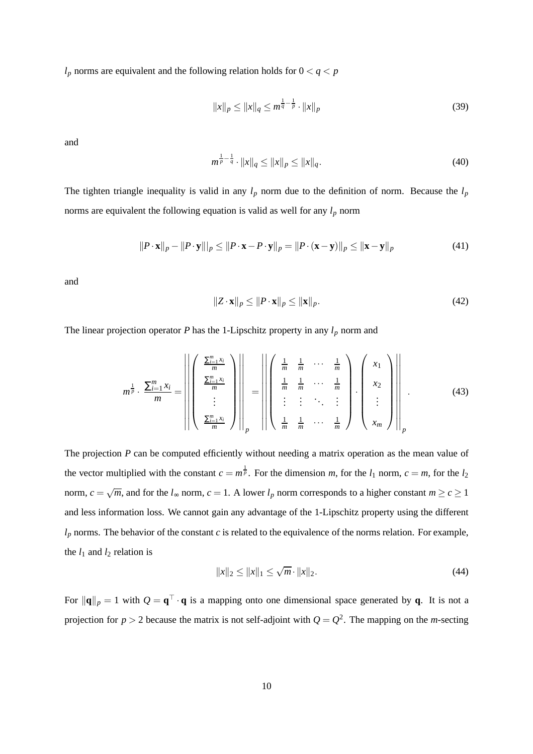$l_p$ norms are equivalent and the following relation holds for $0 < q < p$

$$\|x\|_p \leq \|x\|_q \leq m^{\frac{1}{q}-\frac{1}{p}} \cdot \|x\|_p \tag{39}$$

and

$$m^{\frac{1}{p}-\frac{1}{q}} \cdot \|x\|_q \leq \|x\|_p \leq \|x\|_q. \tag{40}$$

The tighten triangle inequality is valid in any $l_p$ norm due to the definition of norm. Because the $l_p$ norms are equivalent the following equation is valid as well for any $l_p$ norm

$$\|P \cdot \mathbf{x}\|_p - \|P \cdot \mathbf{y}\|\|_p \leq \|P \cdot \mathbf{x} - P \cdot \mathbf{y}\|_p = \|P \cdot (\mathbf{x} - \mathbf{y})\|_p \leq \|\mathbf{x} - \mathbf{y}\|_p \tag{41}$$

and

$$\|Z \cdot \mathbf{x}\|_p \leq \|P \cdot \mathbf{x}\|_p \leq \|\mathbf{x}\|_p. \tag{42}$$

The linear projection operator $P$ has the 1-Lipschitz property in any $l_p$ norm and

$$m^{\frac{1}{p}} \cdot \frac{\sum_{i=1}^{m} x_i}{m} = \left\| \begin{pmatrix} \frac{\sum_{i=1}^{m} x_i}{m} \\ \frac{\sum_{i=1}^{m} x_i}{m} \\ \vdots \\ \frac{\sum_{i=1}^{m} x_i}{m} \end{pmatrix} \right\|_p = \left\| \begin{pmatrix} \frac{1}{m} & \frac{1}{m} & \cdots & \frac{1}{m} \\ \frac{1}{m} & \frac{1}{m} & \cdots & \frac{1}{m} \\ \vdots & \vdots & \ddots & \vdots \\ \frac{1}{m} & \frac{1}{m} & \cdots & \frac{1}{m} \end{pmatrix} \cdot \begin{pmatrix} x_1 \\ x_2 \\ \vdots \\ x_m \end{pmatrix} \right\|_p. \tag{43}$$

The projection $P$ can be computed efficiently without needing a matrix operation as the mean value of the vector multiplied with the constant $c = m^{\frac{1}{p}}$. For the dimension $m$, for the $l_1$ norm, $c = m$, for the $l_2$ norm, $c = \sqrt{m}$, and for the $l_\infty$ norm, $c = 1$. A lower $l_p$ norm corresponds to a higher constant $m \geq c \geq 1$ and less information loss. We cannot gain any advantage of the 1-Lipschitz property using the different $l_p$ norms. The behavior of the constant $c$ is related to the equivalence of the norms relation. For example, the $l_1$ and $l_2$ relation is

$$\|x\|_2 \leq \|x\|_1 \leq \sqrt{m} \cdot \|x\|_2. \tag{44}$$

For $\|\mathbf{q}\|_p = 1$ with $Q = \mathbf{q}^\top \cdot \mathbf{q}$ is a mapping onto one dimensional space generated by $\mathbf{q}$. It is not a projection for $p > 2$ because the matrix is not self-adjoint with $Q = Q^2$. The mapping on the $m$-secting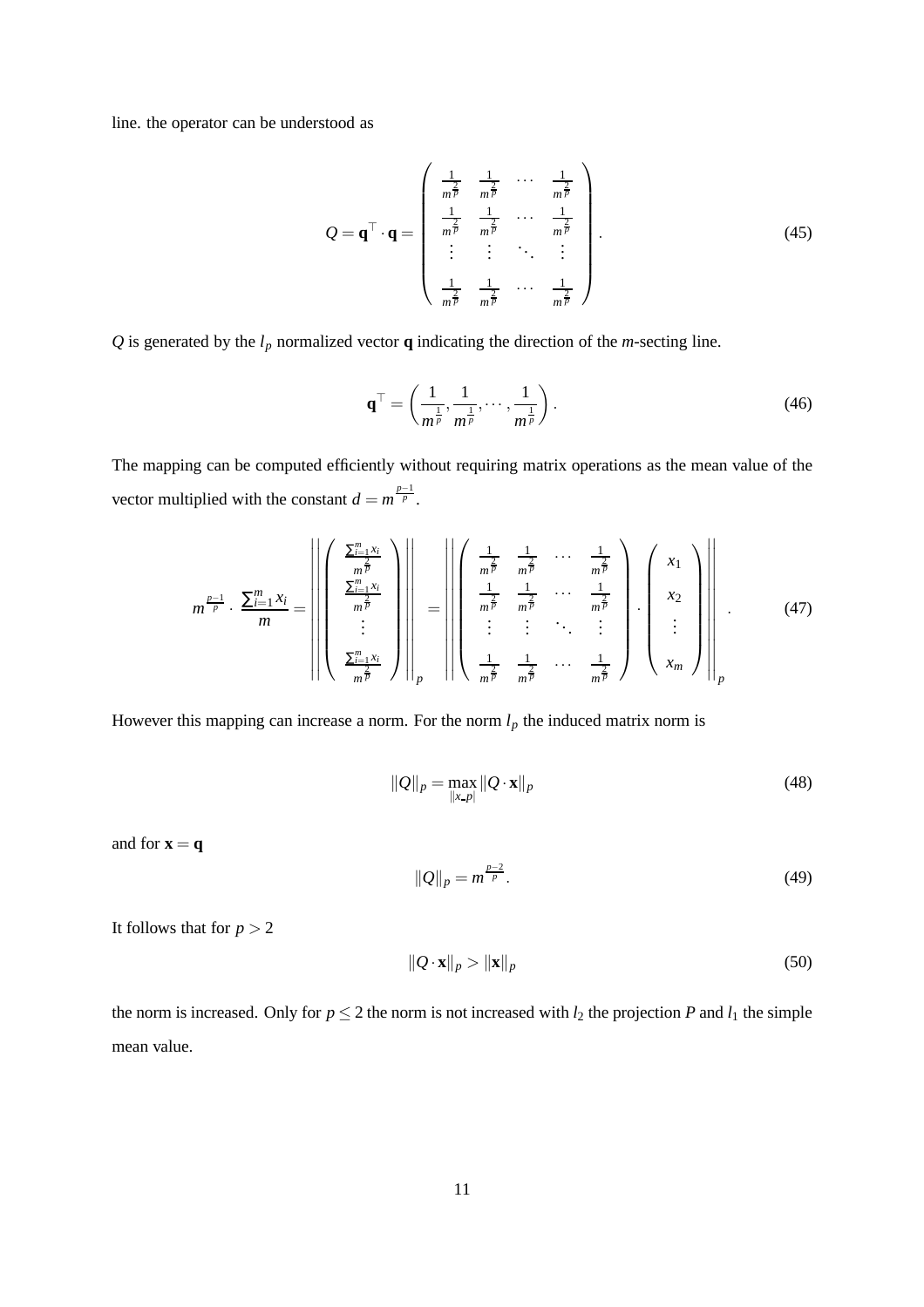line. the operator can be understood as

$$Q = \mathbf{q}^\top \cdot \mathbf{q} = \begin{pmatrix} \frac{1}{m^{\frac{2}{p}}} & \frac{1}{m^{\frac{2}{p}}} & \cdots & \frac{1}{m^{\frac{2}{p}}} \\ \frac{1}{m^{\frac{2}{p}}} & \frac{1}{m^{\frac{2}{p}}} & \cdots & \frac{1}{m^{\frac{2}{p}}} \\ \vdots & \vdots & \ddots & \vdots \\ \frac{1}{m^{\frac{2}{p}}} & \frac{1}{m^{\frac{2}{p}}} & \cdots & \frac{1}{m^{\frac{2}{p}}} \end{pmatrix}. \tag{45}$$

$Q$ is generated by the $l_p$ normalized vector $\mathbf{q}$ indicating the direction of the $m$-secting line.

$$\mathbf{q}^\top = \left( \frac{1}{m^{\frac{1}{p}}}, \frac{1}{m^{\frac{1}{p}}}, \cdots, \frac{1}{m^{\frac{1}{p}}} \right). \tag{46}$$

The mapping can be computed efficiently without requiring matrix operations as the mean value of the vector multiplied with the constant $d = m^{\frac{p-1}{p}}$.

$$m^{\frac{p-1}{p}} \cdot \frac{\sum_{i=1}^m x_i}{m} = \left\| \begin{pmatrix} \frac{\sum_{i=1}^m x_i}{m^{\frac{2}{p}}} \\ \frac{\sum_{i=1}^m x_i}{m^{\frac{2}{p}}} \\ \vdots \\ \frac{\sum_{i=1}^m x_i}{m^{\frac{2}{p}}} \end{pmatrix} \right\|_p = \left\| \begin{pmatrix} \frac{1}{m^{\frac{2}{p}}} & \frac{1}{m^{\frac{2}{p}}} & \cdots & \frac{1}{m^{\frac{2}{p}}} \\ \frac{1}{m^{\frac{2}{p}}} & \frac{1}{m^{\frac{2}{p}}} & \cdots & \frac{1}{m^{\frac{2}{p}}} \\ \vdots & \vdots & \ddots & \vdots \\ \frac{1}{m^{\frac{2}{p}}} & \frac{1}{m^{\frac{2}{p}}} & \cdots & \frac{1}{m^{\frac{2}{p}}} \end{pmatrix} \cdot \begin{pmatrix} x_1 \\ x_2 \\ \vdots \\ x_m \end{pmatrix} \right\|_p. \tag{47}$$

However this mapping can increase a norm. For the norm $l_p$ the induced matrix norm is

$$\|Q\|_p = \max_{\|x\_p|} \|Q \cdot \mathbf{x}\|_p \tag{48}$$

and for $\mathbf{x} = \mathbf{q}$

$$\|Q\|_p = m^{\frac{p-2}{p}}. \tag{49}$$

It follows that for $p > 2$

$$\|Q \cdot \mathbf{x}\|_p > \|\mathbf{x}\|_p \tag{50}$$

the norm is increased. Only for $p \leq 2$ the norm is not increased with $l_2$ the projection $P$ and $l_1$ the simple mean value.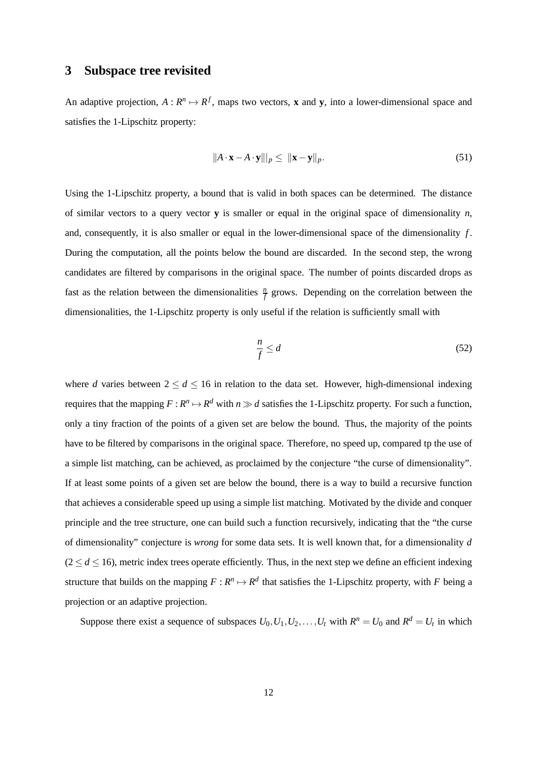## 3 Subspace tree revisited

An adaptive projection, $A : R^n \mapsto R^f$, maps two vectors, $\mathbf{x}$ and $\mathbf{y}$, into a lower-dimensional space and satisfies the 1-Lipschitz property:

$$\|A \cdot \mathbf{x} - A \cdot \mathbf{y}\|\|_p \leq \ \|\mathbf{x} - \mathbf{y}\|_p. \tag{51}$$

Using the 1-Lipschitz property, a bound that is valid in both spaces can be determined. The distance of similar vectors to a query vector $\mathbf{y}$ is smaller or equal in the original space of dimensionality $n$, and, consequently, it is also smaller or equal in the lower-dimensional space of the dimensionality $f$. During the computation, all the points below the bound are discarded. In the second step, the wrong candidates are filtered by comparisons in the original space. The number of points discarded drops as fast as the relation between the dimensionalities $\frac{n}{f}$ grows. Depending on the correlation between the dimensionalities, the 1-Lipschitz property is only useful if the relation is sufficiently small with

$$\frac{n}{f} \leq d \tag{52}$$

where $d$ varies between $2 \leq d \leq 16$ in relation to the data set. However, high-dimensional indexing requires that the mapping $F : R^n \mapsto R^d$ with $n \gg d$ satisfies the 1-Lipschitz property. For such a function, only a tiny fraction of the points of a given set are below the bound. Thus, the majority of the points have to be filtered by comparisons in the original space. Therefore, no speed up, compared tp the use of a simple list matching, can be achieved, as proclaimed by the conjecture "the curse of dimensionality". If at least some points of a given set are below the bound, there is a way to build a recursive function that achieves a considerable speed up using a simple list matching. Motivated by the divide and conquer principle and the tree structure, one can build such a function recursively, indicating that the "the curse of dimensionality" conjecture is *wrong* for some data sets. It is well known that, for a dimensionality $d$ ($2 \leq d \leq 16$), metric index trees operate efficiently. Thus, in the next step we define an efficient indexing structure that builds on the mapping $F : R^n \mapsto R^d$ that satisfies the 1-Lipschitz property, with $F$ being a projection or an adaptive projection.

Suppose there exist a sequence of subspaces $U_0, U_1, U_2, \ldots, U_t$ with $R^n = U_0$ and $R^d = U_t$ in which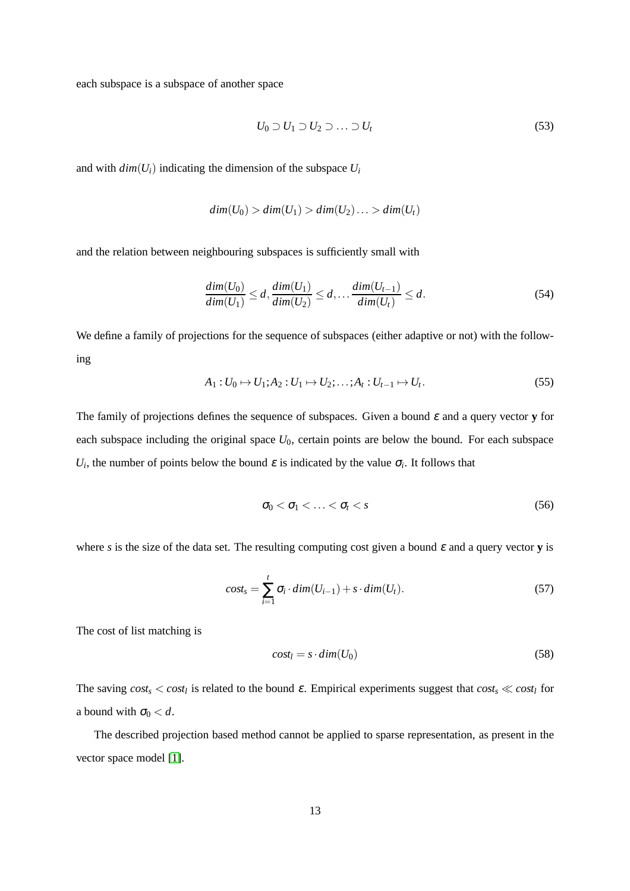each subspace is a subspace of another space

$$U_0 \supset U_1 \supset U_2 \supset \ldots \supset U_t \tag{53}$$

and with $dim(U_i)$ indicating the dimension of the subspace $U_i$

$$dim(U_0) > dim(U_1) > dim(U_2) \ldots > dim(U_t)$$

and the relation between neighbouring subspaces is sufficiently small with

$$\frac{dim(U_0)}{dim(U_1)} \leq d, \frac{dim(U_1)}{dim(U_2)} \leq d, \ldots \frac{dim(U_{t-1})}{dim(U_t)} \leq d. \tag{54}$$

We define a family of projections for the sequence of subspaces (either adaptive or not) with the following

$$A_1 : U_0 \mapsto U_1; A_2 : U_1 \mapsto U_2; \ldots; A_t : U_{t-1} \mapsto U_t. \tag{55}$$

The family of projections defines the sequence of subspaces. Given a bound $\varepsilon$ and a query vector $\mathbf{y}$ for each subspace including the original space $U_0$, certain points are below the bound. For each subspace $U_i$, the number of points below the bound $\varepsilon$ is indicated by the value $\sigma_i$. It follows that

$$\sigma_0 < \sigma_1 < \ldots < \sigma_t < s \tag{56}$$

where $s$ is the size of the data set. The resulting computing cost given a bound $\varepsilon$ and a query vector $\mathbf{y}$ is

$$cost_s = \sum_{i=1}^{t} \sigma_i \cdot dim(U_{i-1}) + s \cdot dim(U_t). \tag{57}$$

The cost of list matching is

$$cost_l = s \cdot dim(U_0) \tag{58}$$

The saving $cost_s < cost_l$ is related to the bound $\varepsilon$. Empirical experiments suggest that $cost_s \ll cost_l$ for a bound with $\sigma_0 < d$.

The described projection based method cannot be applied to sparse representation, as present in the vector space model [1].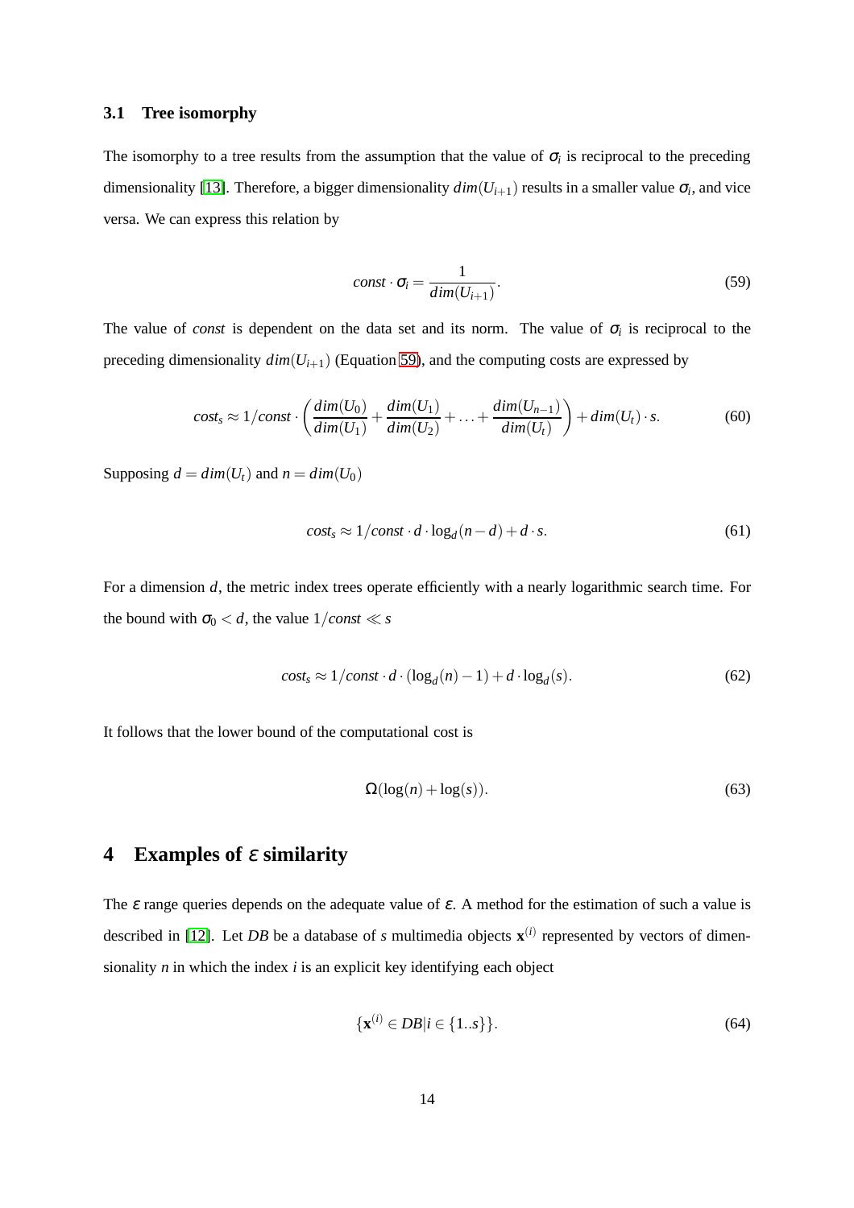### 3.1 Tree isomorphy

The isomorphy to a tree results from the assumption that the value of $\sigma_i$ is reciprocal to the preceding dimensionality [13]. Therefore, a bigger dimensionality $dim(U_{i+1})$ results in a smaller value $\sigma_i$, and vice versa. We can express this relation by

$$const \cdot \sigma_i = \frac{1}{dim(U_{i+1})}. \tag{59}$$

The value of *const* is dependent on the data set and its norm. The value of $\sigma_i$ is reciprocal to the preceding dimensionality $dim(U_{i+1})$ (Equation 59), and the computing costs are expressed by

$$cost_s \approx 1/const \cdot \left( \frac{dim(U_0)}{dim(U_1)} + \frac{dim(U_1)}{dim(U_2)} + \ldots + \frac{dim(U_{n-1})}{dim(U_t)} \right) + dim(U_t) \cdot s. \tag{60}$$

Supposing $d = dim(U_t)$ and $n = dim(U_0)$

$$cost_s \approx 1/const \cdot d \cdot \log_d(n-d) + d \cdot s. \tag{61}$$

For a dimension $d$, the metric index trees operate efficiently with a nearly logarithmic search time. For the bound with $\sigma_0 < d$, the value $1/const \ll s$

$$cost_s \approx 1/const \cdot d \cdot (\log_d(n) - 1) + d \cdot \log_d(s). \tag{62}$$

It follows that the lower bound of the computational cost is

$$\Omega(\log(n) + \log(s)). \tag{63}$$

## 4 Examples of $\varepsilon$ similarity

The $\varepsilon$ range queries depends on the adequate value of $\varepsilon$. A method for the estimation of such a value is described in [12]. Let *DB* be a database of $s$ multimedia objects $\mathbf{x}^{(i)}$ represented by vectors of dimensionality $n$ in which the index $i$ is an explicit key identifying each object

$$\{\mathbf{x}^{(i)} \in DB | i \in \{1..s\}\}. \tag{64}$$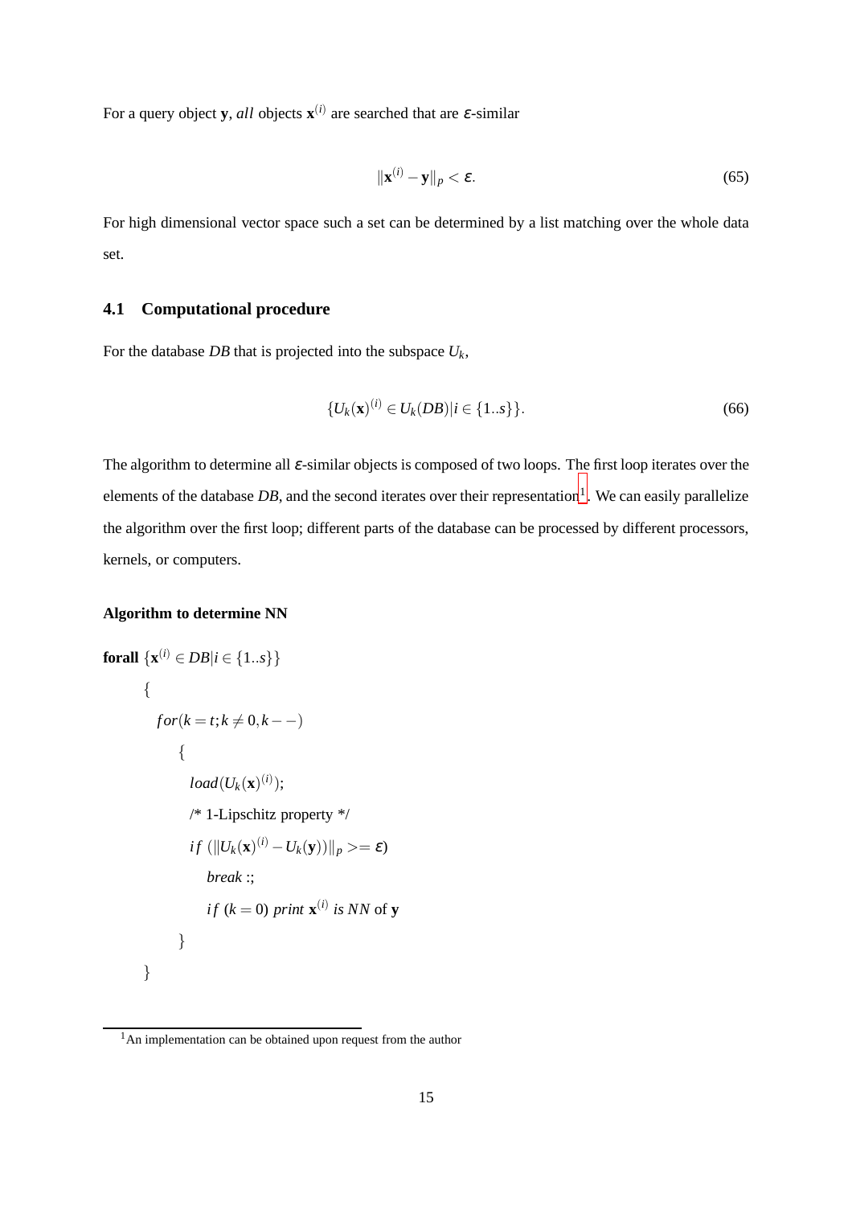For a query object $\mathbf{y}$, *all* objects $\mathbf{x}^{(i)}$ are searched that are $\varepsilon$-similar

$$\|\mathbf{x}^{(i)} - \mathbf{y}\|_p < \varepsilon. \tag{65}$$

For high dimensional vector space such a set can be determined by a list matching over the whole data set.

### 4.1 Computational procedure

For the database $DB$ that is projected into the subspace $U_k$,

$$\{U_k(\mathbf{x})^{(i)} \in U_k(DB) | i \in \{1..s\}\}. \tag{66}$$

The algorithm to determine all $\varepsilon$-similar objects is composed of two loops. The first loop iterates over the elements of the database $DB$, and the second iterates over their representation[1]. We can easily parallelize the algorithm over the first loop; different parts of the database can be processed by different processors, kernels, or computers.

**Algorithm to determine NN**

**forall** $\{\mathbf{x}^{(i)} \in DB | i \in \{1..s\}\}$

```
{
  for(k = t; k ≠ 0, k − −)
    {
      load(U_k(x)^(i));
      /* 1-Lipschitz property */
      if (‖U_k(x)^(i) − U_k(y))‖_p >= ε)
         break :;
         if (k = 0) print x^(i) is NN of y
    }
}
```

[1] An implementation can be obtained upon request from the author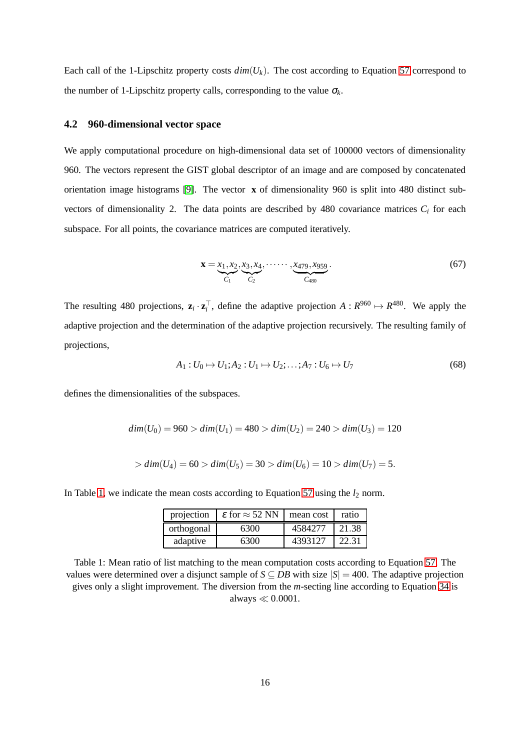Each call of the 1-Lipschitz property costs $dim(U_k)$. The cost according to Equation 57 correspond to the number of 1-Lipschitz property calls, corresponding to the value $\sigma_k$.

### 4.2 960-dimensional vector space

We apply computational procedure on high-dimensional data set of 100000 vectors of dimensionality 960. The vectors represent the GIST global descriptor of an image and are composed by concatenated orientation image histograms [9]. The vector $\mathbf{x}$ of dimensionality 960 is split into 480 distinct sub-vectors of dimensionality 2. The data points are described by 480 covariance matrices $C_i$ for each subspace. For all points, the covariance matrices are computed iteratively.

$$\mathbf{x} = \underbrace{x_1, x_2}_{C_1}, \underbrace{x_3, x_4}_{C_2}, \cdots\cdots, \underbrace{x_{479}, x_{959}}_{C_{480}}. \tag{67}$$

The resulting 480 projections, $\mathbf{z}_i \cdot \mathbf{z}_i^\top$, define the adaptive projection $A : R^{960} \mapsto R^{480}$. We apply the adaptive projection and the determination of the adaptive projection recursively. The resulting family of projections,

$$A_1 : U_0 \mapsto U_1; A_2 : U_1 \mapsto U_2; \ldots ; A_7 : U_6 \mapsto U_7 \tag{68}$$

defines the dimensionalities of the subspaces.

$$dim(U_0) = 960 > dim(U_1) = 480 > dim(U_2) = 240 > dim(U_3) = 120$$

$$> dim(U_4) = 60 > dim(U_5) = 30 > dim(U_6) = 10 > dim(U_7) = 5.$$

In Table 1, we indicate the mean costs according to Equation 57 using the $l_2$ norm.

| projection | $\epsilon$ for $\approx 52$ NN | mean cost | ratio |
|---|---|---|---|
| orthogonal | 6300 | 4584277 | 21.38 |
| adaptive | 6300 | 4393127 | 22.31 |

Table 1: Mean ratio of list matching to the mean computation costs according to Equation 57. The values were determined over a disjunct sample of $S \subseteq DB$ with size $|S| = 400$. The adaptive projection gives only a slight improvement. The diversion from the $m$-secting line according to Equation 34 is always $\ll 0.0001$.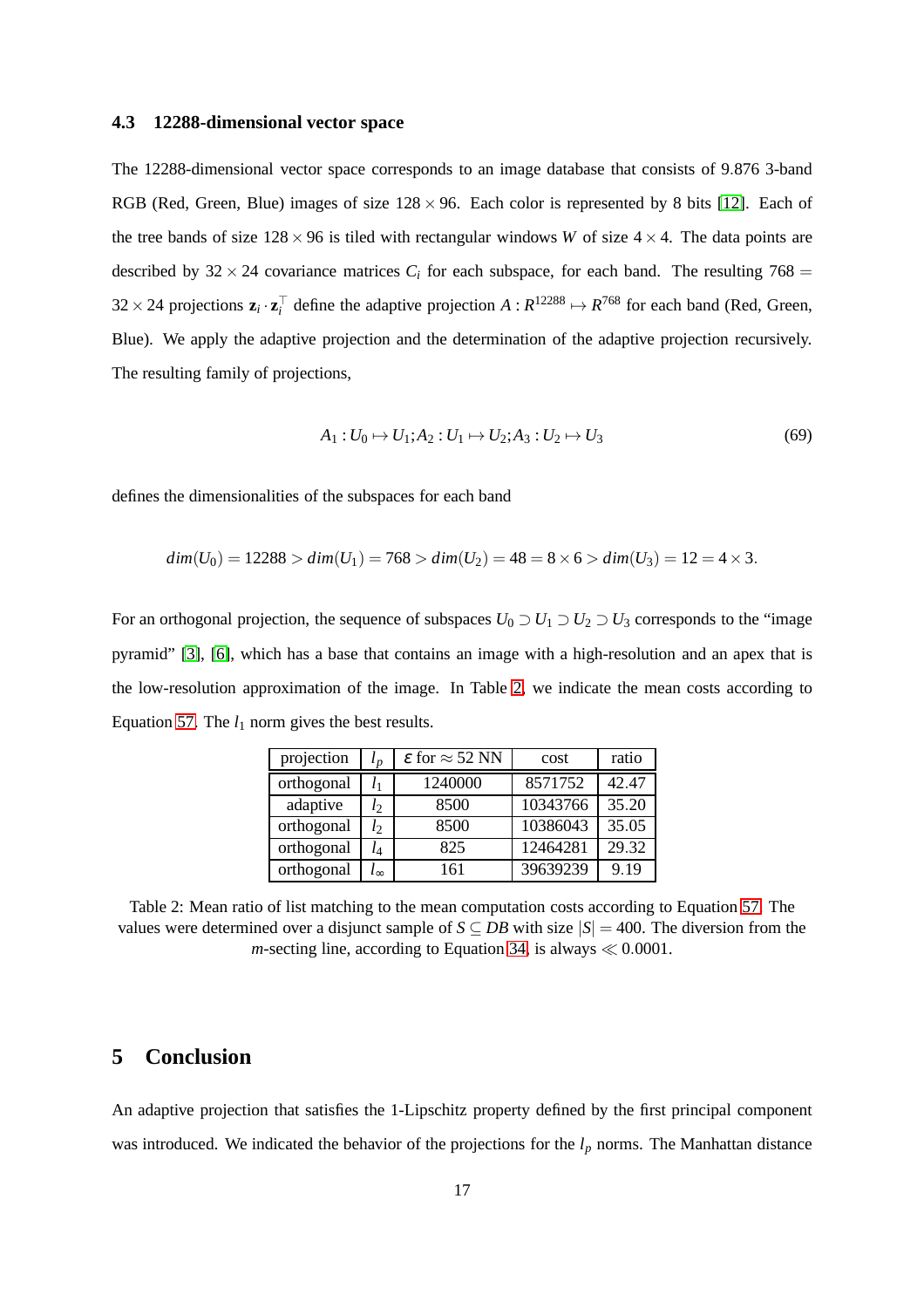### 4.3 12288-dimensional vector space

The 12288-dimensional vector space corresponds to an image database that consists of 9.876 3-band RGB (Red, Green, Blue) images of size $128 \times 96$. Each color is represented by 8 bits [12]. Each of the tree bands of size $128 \times 96$ is tiled with rectangular windows $W$ of size $4 \times 4$. The data points are described by $32 \times 24$ covariance matrices $C_i$ for each subspace, for each band. The resulting $768 = 32 \times 24$ projections $\mathbf{z}_i \cdot \mathbf{z}_i^\top$ define the adaptive projection $A : R^{12288} \mapsto R^{768}$ for each band (Red, Green, Blue). We apply the adaptive projection and the determination of the adaptive projection recursively. The resulting family of projections,

$$A_1 : U_0 \mapsto U_1; A_2 : U_1 \mapsto U_2; A_3 : U_2 \mapsto U_3 \tag{69}$$

defines the dimensionalities of the subspaces for each band

$$dim(U_0) = 12288 > dim(U_1) = 768 > dim(U_2) = 48 = 8 \times 6 > dim(U_3) = 12 = 4 \times 3.$$

For an orthogonal projection, the sequence of subspaces $U_0 \supset U_1 \supset U_2 \supset U_3$ corresponds to the "image pyramid" [3], [6], which has a base that contains an image with a high-resolution and an apex that is the low-resolution approximation of the image. In Table 2, we indicate the mean costs according to Equation 57. The $l_1$ norm gives the best results.

| projection | $l_p$ | $\varepsilon$ for $\approx 52$ NN | cost | ratio |
|---|---|---|---|---|
| orthogonal | $l_1$ | 1240000 | 8571752 | 42.47 |
| adaptive | $l_2$ | 8500 | 10343766 | 35.20 |
| orthogonal | $l_2$ | 8500 | 10386043 | 35.05 |
| orthogonal | $l_4$ | 825 | 12464281 | 29.32 |
| orthogonal | $l_\infty$ | 161 | 39639239 | 9.19 |

Table 2: Mean ratio of list matching to the mean computation costs according to Equation 57. The values were determined over a disjunct sample of $S \subseteq DB$ with size $|S| = 400$. The diversion from the $m$-secting line, according to Equation 34, is always $\ll 0.0001$.

## 5 Conclusion

An adaptive projection that satisfies the 1-Lipschitz property defined by the first principal component was introduced. We indicated the behavior of the projections for the $l_p$ norms. The Manhattan distance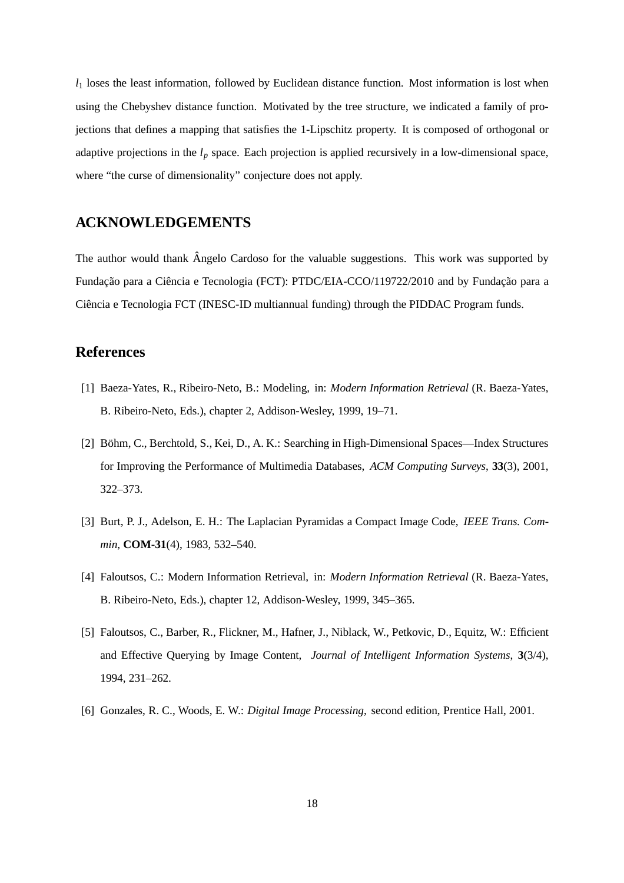$l_1$ loses the least information, followed by Euclidean distance function. Most information is lost when using the Chebyshev distance function. Motivated by the tree structure, we indicated a family of projections that defines a mapping that satisfies the 1-Lipschitz property. It is composed of orthogonal or adaptive projections in the $l_p$ space. Each projection is applied recursively in a low-dimensional space, where "the curse of dimensionality" conjecture does not apply.

## ACKNOWLEDGEMENTS

The author would thank Ângelo Cardoso for the valuable suggestions. This work was supported by Fundação para a Ciência e Tecnologia (FCT): PTDC/EIA-CCO/119722/2010 and by Fundação para a Ciência e Tecnologia FCT (INESC-ID multiannual funding) through the PIDDAC Program funds.

## References

[1] Baeza-Yates, R., Ribeiro-Neto, B.: Modeling, in: *Modern Information Retrieval* (R. Baeza-Yates, B. Ribeiro-Neto, Eds.), chapter 2, Addison-Wesley, 1999, 19–71.

[2] Böhm, C., Berchtold, S., Kei, D., A. K.: Searching in High-Dimensional Spaces—Index Structures for Improving the Performance of Multimedia Databases, *ACM Computing Surveys*, **33**(3), 2001, 322–373.

[3] Burt, P. J., Adelson, E. H.: The Laplacian Pyramidas a Compact Image Code, *IEEE Trans. Commin*, **COM-31**(4), 1983, 532–540.

[4] Faloutsos, C.: Modern Information Retrieval, in: *Modern Information Retrieval* (R. Baeza-Yates, B. Ribeiro-Neto, Eds.), chapter 12, Addison-Wesley, 1999, 345–365.

[5] Faloutsos, C., Barber, R., Flickner, M., Hafner, J., Niblack, W., Petkovic, D., Equitz, W.: Efficient and Effective Querying by Image Content, *Journal of Intelligent Information Systems*, **3**(3/4), 1994, 231–262.

[6] Gonzales, R. C., Woods, E. W.: *Digital Image Processing*, second edition, Prentice Hall, 2001.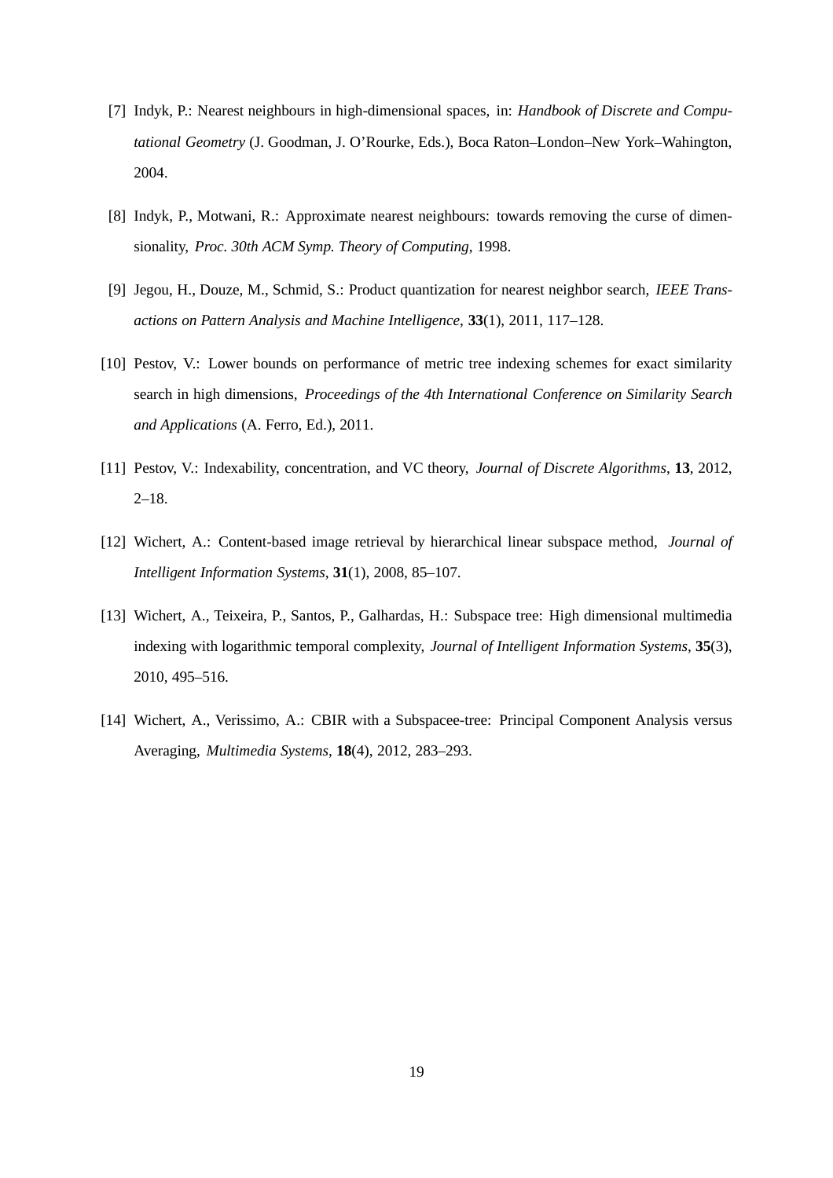[7] Indyk, P.: Nearest neighbours in high-dimensional spaces, in: *Handbook of Discrete and Computational Geometry* (J. Goodman, J. O'Rourke, Eds.), Boca Raton–London–New York–Wahington, 2004.

[8] Indyk, P., Motwani, R.: Approximate nearest neighbours: towards removing the curse of dimensionality, *Proc. 30th ACM Symp. Theory of Computing*, 1998.

[9] Jegou, H., Douze, M., Schmid, S.: Product quantization for nearest neighbor search, *IEEE Transactions on Pattern Analysis and Machine Intelligence*, **33**(1), 2011, 117–128.

[10] Pestov, V.: Lower bounds on performance of metric tree indexing schemes for exact similarity search in high dimensions, *Proceedings of the 4th International Conference on Similarity Search and Applications* (A. Ferro, Ed.), 2011.

[11] Pestov, V.: Indexability, concentration, and VC theory, *Journal of Discrete Algorithms*, **13**, 2012, 2–18.

[12] Wichert, A.: Content-based image retrieval by hierarchical linear subspace method, *Journal of Intelligent Information Systems*, **31**(1), 2008, 85–107.

[13] Wichert, A., Teixeira, P., Santos, P., Galhardas, H.: Subspace tree: High dimensional multimedia indexing with logarithmic temporal complexity, *Journal of Intelligent Information Systems*, **35**(3), 2010, 495–516.

[14] Wichert, A., Verissimo, A.: CBIR with a Subspacee-tree: Principal Component Analysis versus Averaging, *Multimedia Systems*, **18**(4), 2012, 283–293.